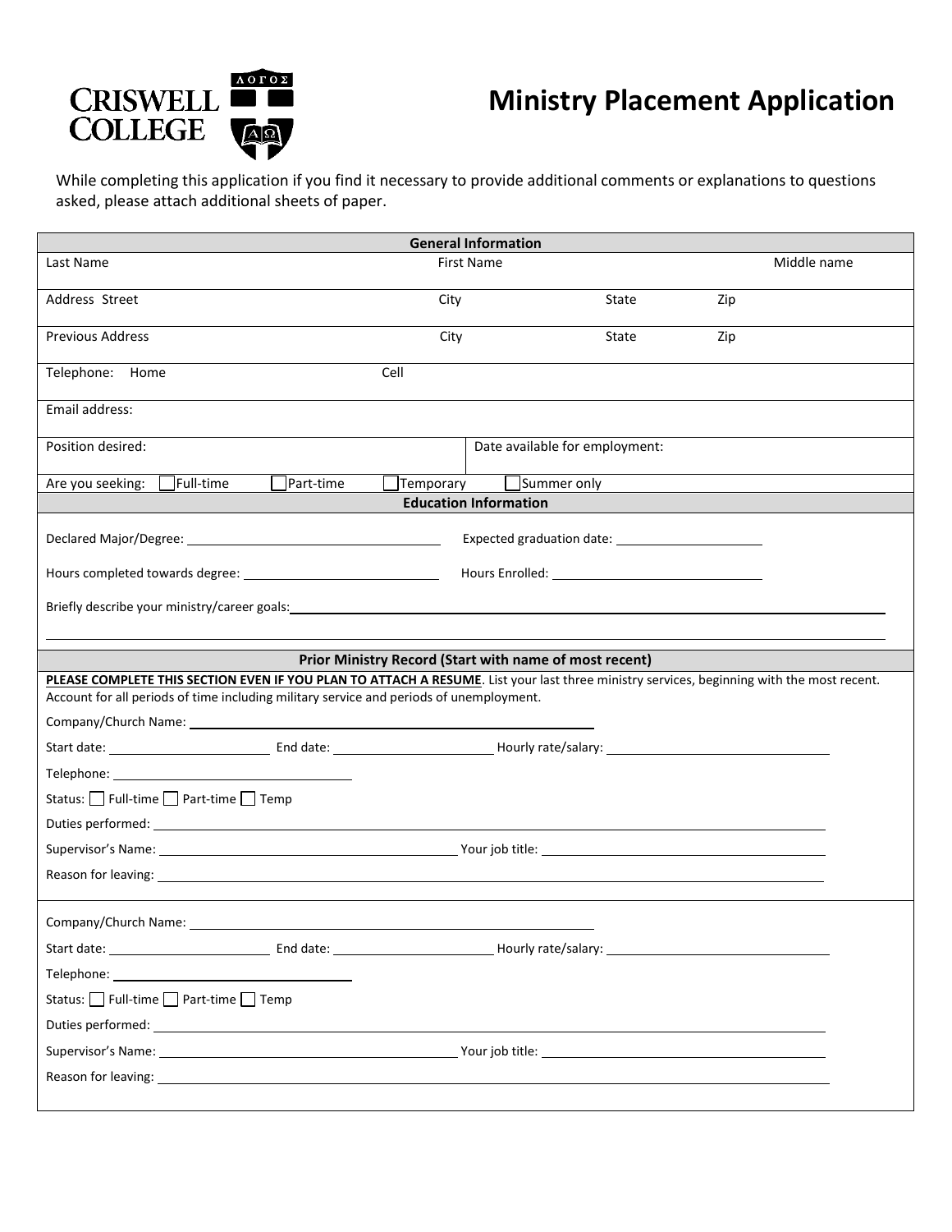CRISWELL COLLEGE

# Ministry Placement Application

While completing this application if you find it necessary to provide additional comments or explanations to questions asked, please attach additional sheets of paper.

## General Information

| Last Name | First Name | | Middle name |
|---|---|---|---|
| Address Street | City | State | Zip |
| Previous Address | City | State | Zip |
| Telephone: Home | Cell | | |
| Email address: | | | |
| Position desired: | Date available for employment: | | |

Are you seeking: ☐ Full-time ☐ Part-time ☐ Temporary ☐ Summer only

## Education Information

Declared Major/Degree: ____________________ Expected graduation date: ____________________

Hours completed towards degree: ____________________ Hours Enrolled: ____________________

Briefly describe your ministry/career goals: ____________________

## Prior Ministry Record (Start with name of most recent)

**PLEASE COMPLETE THIS SECTION EVEN IF YOU PLAN TO ATTACH A RESUME**. List your last three ministry services, beginning with the most recent. Account for all periods of time including military service and periods of unemployment.

Company/Church Name: ____________________

Start date: __________ End date: __________ Hourly rate/salary: __________

Telephone: ____________________

Status: ☐ Full-time ☐ Part-time ☐ Temp

Duties performed: ____________________

Supervisor's Name: ____________________ Your job title: ____________________

Reason for leaving: ____________________

---

Company/Church Name: ____________________

Start date: __________ End date: __________ Hourly rate/salary: __________

Telephone: ____________________

Status: ☐ Full-time ☐ Part-time ☐ Temp

Duties performed: ____________________

Supervisor's Name: ____________________ Your job title: ____________________

Reason for leaving: ____________________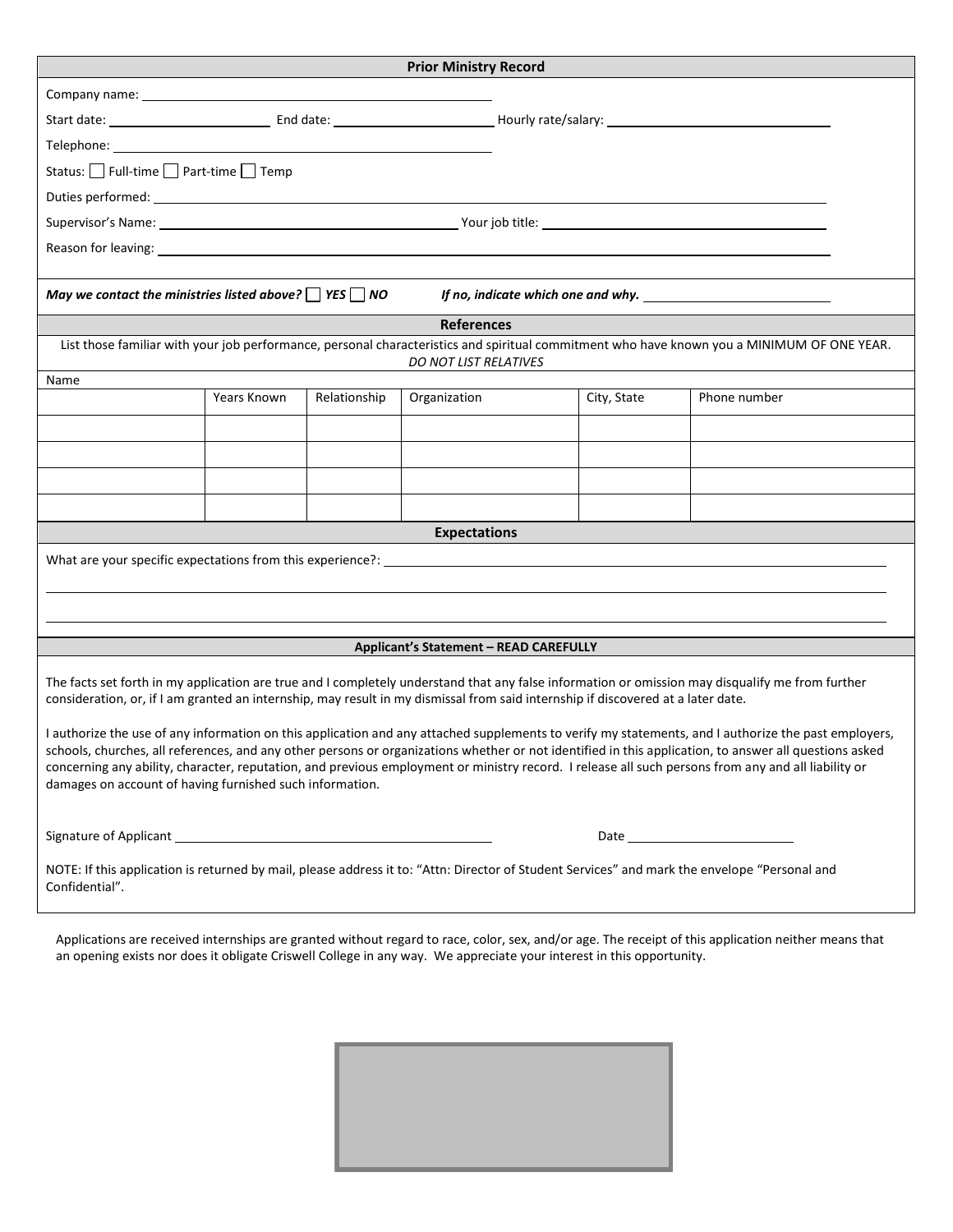## Prior Ministry Record

Company name: \_\_\_\_\_\_\_\_\_\_\_\_\_\_\_\_\_\_\_\_\_\_\_\_\_\_\_\_\_\_

Start date: \_\_\_\_\_\_\_\_\_\_\_\_\_\_\_\_ End date: \_\_\_\_\_\_\_\_\_\_\_\_\_\_\_\_ Hourly rate/salary: \_\_\_\_\_\_\_\_\_\_\_\_\_\_\_\_\_\_\_\_

Telephone: \_\_\_\_\_\_\_\_\_\_\_\_\_\_\_\_\_\_\_\_\_\_\_\_\_\_\_\_\_\_

Status: ☐ Full-time ☐ Part-time ☐ Temp

Duties performed: \_\_\_\_\_\_\_\_\_\_\_\_\_\_\_\_\_\_\_\_\_\_\_\_\_\_\_\_\_\_\_\_\_\_\_\_\_\_\_\_\_\_\_\_

Supervisor's Name: \_\_\_\_\_\_\_\_\_\_\_\_\_\_\_\_\_\_\_\_\_\_\_\_ Your job title: \_\_\_\_\_\_\_\_\_\_\_\_\_\_\_\_\_\_\_\_\_\_\_\_

Reason for leaving: \_\_\_\_\_\_\_\_\_\_\_\_\_\_\_\_\_\_\_\_\_\_\_\_\_\_\_\_\_\_\_\_\_\_\_\_\_\_\_\_\_\_\_\_

***May we contact the ministries listed above?* ☐ *YES* ☐ *NO*** ***If no, indicate which one and why.*** \_\_\_\_\_\_\_\_\_\_\_\_\_\_\_\_\_\_\_\_

## References

List those familiar with your job performance, personal characteristics and spiritual commitment who have known you a MINIMUM OF ONE YEAR.
*DO NOT LIST RELATIVES*

| Name | Years Known | Relationship | Organization | City, State | Phone number |
|---|---|---|---|---|---|
| | | | | | |
| | | | | | |
| | | | | | |
| | | | | | |

## Expectations

What are your specific expectations from this experience?: \_\_\_\_\_\_\_\_\_\_\_\_\_\_\_\_\_\_\_\_\_\_\_\_\_\_\_\_\_\_\_\_\_\_\_\_\_\_\_\_\_\_\_\_

\_\_\_\_\_\_\_\_\_\_\_\_\_\_\_\_\_\_\_\_\_\_\_\_\_\_\_\_\_\_\_\_\_\_\_\_\_\_\_\_\_\_\_\_\_\_\_\_\_\_\_\_\_\_\_\_\_\_\_\_\_\_\_\_\_\_\_\_\_\_\_\_\_\_\_\_\_\_\_\_\_\_\_\_\_\_\_\_

\_\_\_\_\_\_\_\_\_\_\_\_\_\_\_\_\_\_\_\_\_\_\_\_\_\_\_\_\_\_\_\_\_\_\_\_\_\_\_\_\_\_\_\_\_\_\_\_\_\_\_\_\_\_\_\_\_\_\_\_\_\_\_\_\_\_\_\_\_\_\_\_\_\_\_\_\_\_\_\_\_\_\_\_\_\_\_\_

## Applicant's Statement – READ CAREFULLY

The facts set forth in my application are true and I completely understand that any false information or omission may disqualify me from further consideration, or, if I am granted an internship, may result in my dismissal from said internship if discovered at a later date.

I authorize the use of any information on this application and any attached supplements to verify my statements, and I authorize the past employers, schools, churches, all references, and any other persons or organizations whether or not identified in this application, to answer all questions asked concerning any ability, character, reputation, and previous employment or ministry record. I release all such persons from any and all liability or damages on account of having furnished such information.

Signature of Applicant \_\_\_\_\_\_\_\_\_\_\_\_\_\_\_\_\_\_\_\_\_\_\_\_\_\_\_\_\_\_ Date \_\_\_\_\_\_\_\_\_\_\_\_\_\_\_\_

NOTE: If this application is returned by mail, please address it to: "Attn: Director of Student Services" and mark the envelope "Personal and Confidential".

Applications are received internships are granted without regard to race, color, sex, and/or age. The receipt of this application neither means that an opening exists nor does it obligate Criswell College in any way. We appreciate your interest in this opportunity.